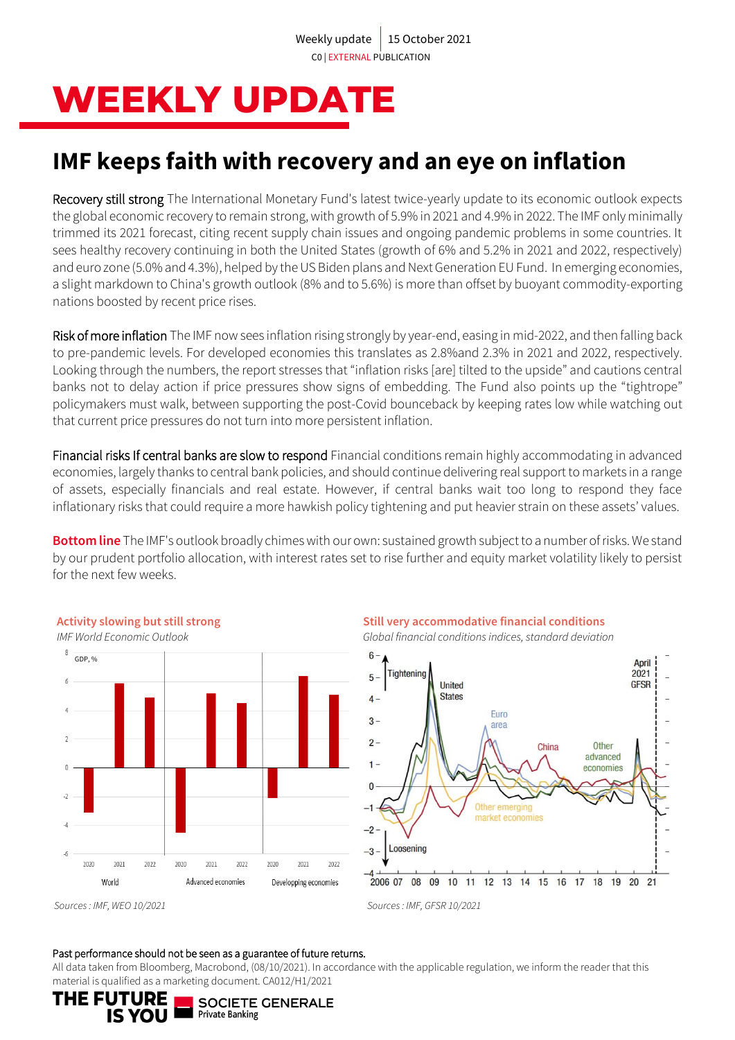Weekly update | 15 October 2021

C0 | EXTERNAL PUBLICATION

# WEEKLY UPDATE

## IMF keeps faith with recovery and an eye on inflation

Recovery still strong The International Monetary Fund's latest twice-yearly update to its economic outlook expects the global economic recovery to remain strong, with growth of 5.9% in 2021 and 4.9% in 2022. The IMF only minimally trimmed its 2021 forecast, citing recent supply chain issues and ongoing pandemic problems in some countries. It sees healthy recovery continuing in both the United States (growth of 6% and 5.2% in 2021 and 2022, respectively) and euro zone (5.0% and 4.3%), helped by the US Biden plans and Next Generation EU Fund. In emerging economies, a slight markdown to China's growth outlook (8% and to 5.6%) is more than offset by buoyant commodity-exporting nations boosted by recent price rises.

Risk of more inflation The IMF now sees inflation rising strongly by year-end, easing in mid-2022, and then falling back to pre-pandemic levels. For developed economies this translates as 2.8%and 2.3% in 2021 and 2022, respectively. Looking through the numbers, the report stresses that "inflation risks [are] tilted to the upside" and cautions central banks not to delay action if price pressures show signs of embedding. The Fund also points up the "tightrope" policymakers must walk, between supporting the post-Covid bounceback by keeping rates low while watching out that current price pressures do not turn into more persistent inflation.

Financial risks If central banks are slow to respond Financial conditions remain highly accommodating in advanced economies, largely thanks to central bank policies, and should continue delivering real support to markets in a range of assets, especially financials and real estate. However, if central banks wait too long to respond they face inflationary risks that could require a more hawkish policy tightening and put heavier strain on these assets' values.

**Bottom line** The IMF's outlook broadly chimes with our own: sustained growth subject to a number of risks. We stand by our prudent portfolio allocation, with interest rates set to rise further and equity market volatility likely to persist for the next few weeks.

**Activity slowing but still strong**

*IMF World Economic Outlook*

Sources : IMF, WEO 10/2021

**Still very accommodative financial conditions**

*Global financial conditions indices, standard deviation*

Sources : IMF, GFSR 10/2021

Past performance should not be seen as a guarantee of future returns.

All data taken from Bloomberg, Macrobond, (08/10/2021). In accordance with the applicable regulation, we inform the reader that this material is qualified as a marketing document. CA012/H1/2021

THE FUTURE IS YOU — SOCIETE GENERALE Private Banking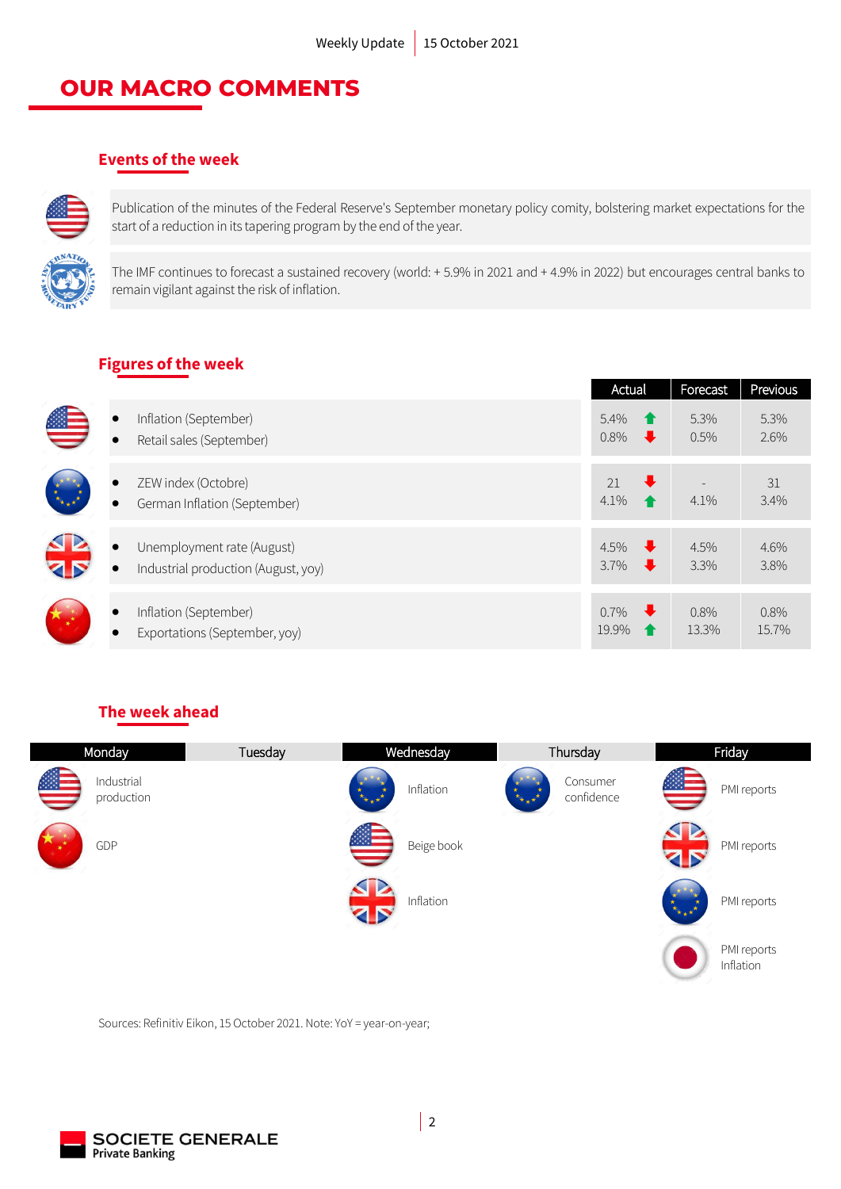# OUR MACRO COMMENTS

## Events of the week

Publication of the minutes of the Federal Reserve's September monetary policy comity, bolstering market expectations for the start of a reduction in its tapering program by the end of the year.

The IMF continues to forecast a sustained recovery (world: + 5.9% in 2021 and + 4.9% in 2022) but encourages central banks to remain vigilant against the risk of inflation.

## Figures of the week

| | Actual | Forecast | Previous |
|---|---|---|---|
| Inflation (September) | 5.4% ↑ | 5.3% | 5.3% |
| Retail sales (September) | 0.8% ↓ | 0.5% | 2.6% |
| ZEW index (Octobre) | 21 ↓ | - | 31 |
| German Inflation (September) | 4.1% ↑ | 4.1% | 3.4% |
| Unemployment rate (August) | 4.5% ↓ | 4.5% | 4.6% |
| Industrial production (August, yoy) | 3.7% ↓ | 3.3% | 3.8% |
| Inflation (September) | 0.7% ↓ | 0.8% | 0.8% |
| Exportations (September, yoy) | 19.9% ↑ | 13.3% | 15.7% |

## The week ahead

| Monday | Tuesday | Wednesday | Thursday | Friday |
|---|---|---|---|---|
| Industrial production | | Inflation | Consumer confidence | PMI reports |
| GDP | | Beige book | | PMI reports |
| | | Inflation | | PMI reports |
| | | | | PMI reports Inflation |

Sources: Refinitiv Eikon, 15 October 2021. Note: YoY = year-on-year;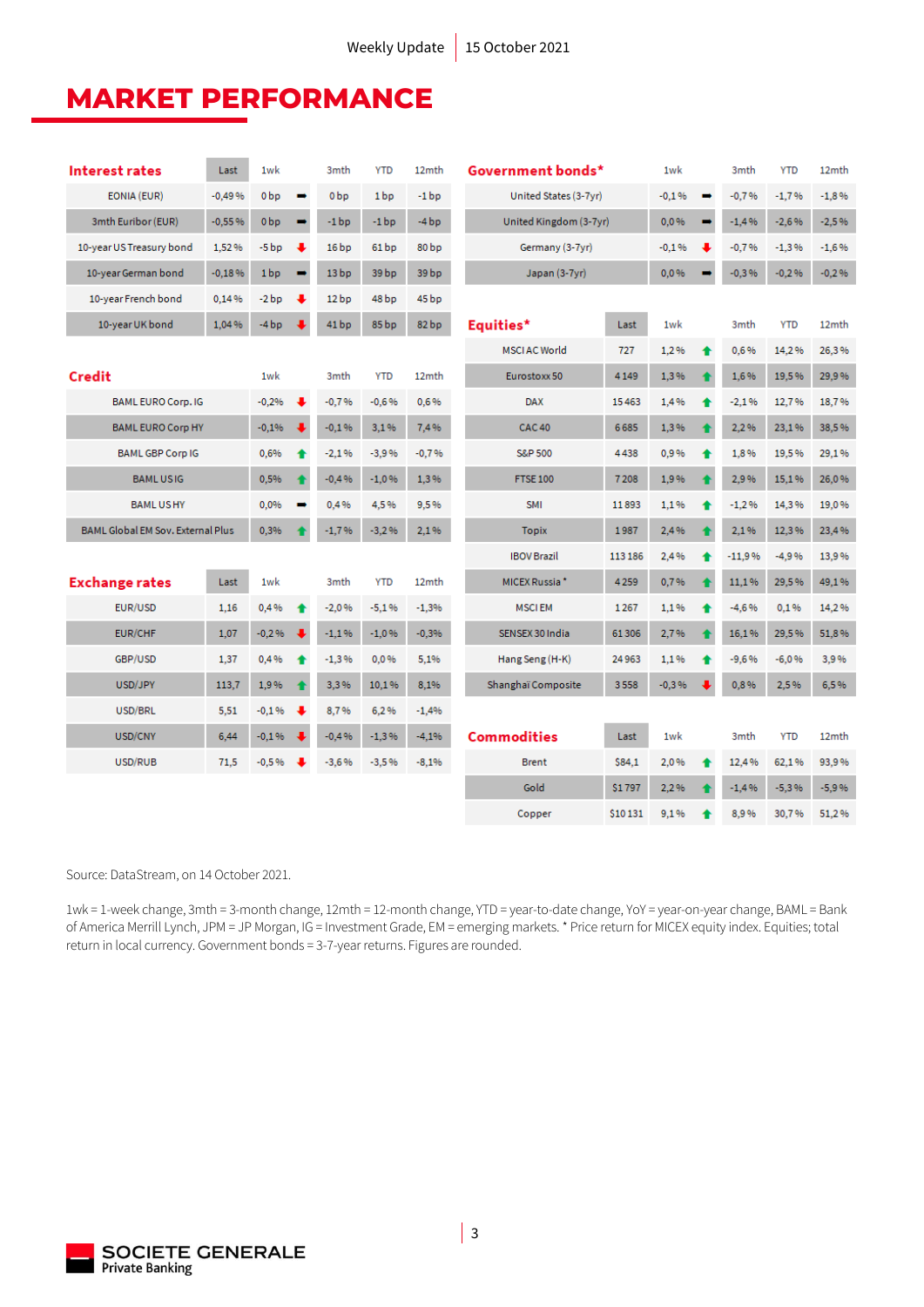# MARKET PERFORMANCE

| Interest rates | Last | 1wk | | 3mth | YTD | 12mth |
|---|---|---|---|---|---|---|
| EONIA (EUR) | -0,49 % | 0 bp | ➡ | 0 bp | 1 bp | -1 bp |
| 3mth Euribor (EUR) | -0,55 % | 0 bp | ➡ | -1 bp | -1 bp | -4 bp |
| 10-year US Treasury bond | 1,52 % | -5 bp | ⬇ | 16 bp | 61 bp | 80 bp |
| 10-year German bond | -0,18 % | 1 bp | ➡ | 13 bp | 39 bp | 39 bp |
| 10-year French bond | 0,14 % | -2 bp | ⬇ | 12 bp | 48 bp | 45 bp |
| 10-year UK bond | 1,04 % | -4 bp | ⬇ | 41 bp | 85 bp | 82 bp |

| Credit | 1wk | | 3mth | YTD | 12mth |
|---|---|---|---|---|---|
| BAML EURO Corp. IG | -0,2% | ⬇ | -0,7 % | -0,6 % | 0,6 % |
| BAML EURO Corp HY | -0,1% | ⬇ | -0,1 % | 3,1 % | 7,4 % |
| BAML GBP Corp IG | 0,6% | ⬆ | -2,1 % | -3,9 % | -0,7 % |
| BAML US IG | 0,5% | ⬆ | -0,4 % | -1,0 % | 1,3 % |
| BAML US HY | 0,0% | ➡ | 0,4 % | 4,5 % | 9,5 % |
| BAML Global EM Sov. External Plus | 0,3% | ⬆ | -1,7 % | -3,2 % | 2,1 % |

| Exchange rates | Last | 1wk | | 3mth | YTD | 12mth |
|---|---|---|---|---|---|---|
| EUR/USD | 1,16 | 0,4 % | ⬆ | -2,0 % | -5,1 % | -1,3% |
| EUR/CHF | 1,07 | -0,2 % | ⬇ | -1,1 % | -1,0 % | -0,3% |
| GBP/USD | 1,37 | 0,4 % | ⬆ | -1,3 % | 0,0 % | 5,1% |
| USD/JPY | 113,7 | 1,9 % | ⬆ | 3,3 % | 10,1 % | 8,1% |
| USD/BRL | 5,51 | -0,1 % | ⬇ | 8,7 % | 6,2 % | -1,4% |
| USD/CNY | 6,44 | -0,1 % | ⬇ | -0,4 % | -1,3 % | -4,1% |
| USD/RUB | 71,5 | -0,5 % | ⬇ | -3,6 % | -3,5 % | -8,1% |

| Government bonds* | 1wk | | 3mth | YTD | 12mth |
|---|---|---|---|---|---|
| United States (3-7yr) | -0,1 % | ➡ | -0,7 % | -1,7 % | -1,8 % |
| United Kingdom (3-7yr) | 0,0 % | ➡ | -1,4 % | -2,6 % | -2,5 % |
| Germany (3-7yr) | -0,1 % | ⬇ | -0,7 % | -1,3 % | -1,6 % |
| Japan (3-7yr) | 0,0 % | ➡ | -0,3 % | -0,2 % | -0,2 % |

| Equities* | Last | 1wk | | 3mth | YTD | 12mth |
|---|---|---|---|---|---|---|
| MSCI AC World | 727 | 1,2 % | ⬆ | 0,6 % | 14,2 % | 26,3 % |
| Eurostoxx 50 | 4 149 | 1,3 % | ⬆ | 1,6 % | 19,5 % | 29,9 % |
| DAX | 15 463 | 1,4 % | ⬆ | -2,1 % | 12,7 % | 18,7 % |
| CAC 40 | 6 685 | 1,3 % | ⬆ | 2,2 % | 23,1 % | 38,5 % |
| S&P 500 | 4 438 | 0,9 % | ⬆ | 1,8 % | 19,5 % | 29,1 % |
| FTSE 100 | 7 208 | 1,9 % | ⬆ | 2,9 % | 15,1 % | 26,0 % |
| SMI | 11 893 | 1,1 % | ⬆ | -1,2 % | 14,3 % | 19,0 % |
| Topix | 1 987 | 2,4 % | ⬆ | 2,1 % | 12,3 % | 23,4 % |
| IBOV Brazil | 113 186 | 2,4 % | ⬆ | -11,9 % | -4,9 % | 13,9 % |
| MICEX Russia * | 4 259 | 0,7 % | ⬆ | 11,1 % | 29,5 % | 49,1 % |
| MSCI EM | 1 267 | 1,1 % | ⬆ | -4,6 % | 0,1 % | 14,2 % |
| SENSEX 30 India | 61 306 | 2,7 % | ⬆ | 16,1 % | 29,5 % | 51,8 % |
| Hang Seng (H-K) | 24 963 | 1,1 % | ⬆ | -9,6 % | -6,0 % | 3,9 % |
| Shanghai Composite | 3 558 | -0,3 % | ⬇ | 0,8 % | 2,5 % | 6,5 % |

| Commodities | Last | 1wk | | 3mth | YTD | 12mth |
|---|---|---|---|---|---|---|
| Brent | $84,1 | 2,0 % | ⬆ | 12,4 % | 62,1 % | 93,9 % |
| Gold | $1 797 | 2,2 % | ⬆ | -1,4 % | -5,3 % | -5,9 % |
| Copper | $10 131 | 9,1 % | ⬆ | 8,9 % | 30,7 % | 51,2 % |

Source: DataStream, on 14 October 2021.

1wk = 1-week change, 3mth = 3-month change, 12mth = 12-month change, YTD = year-to-date change, YoY = year-on-year change, BAML = Bank of America Merrill Lynch, JPM = JP Morgan, IG = Investment Grade, EM = emerging markets. * Price return for MICEX equity index. Equities; total return in local currency. Government bonds = 3-7-year returns. Figures are rounded.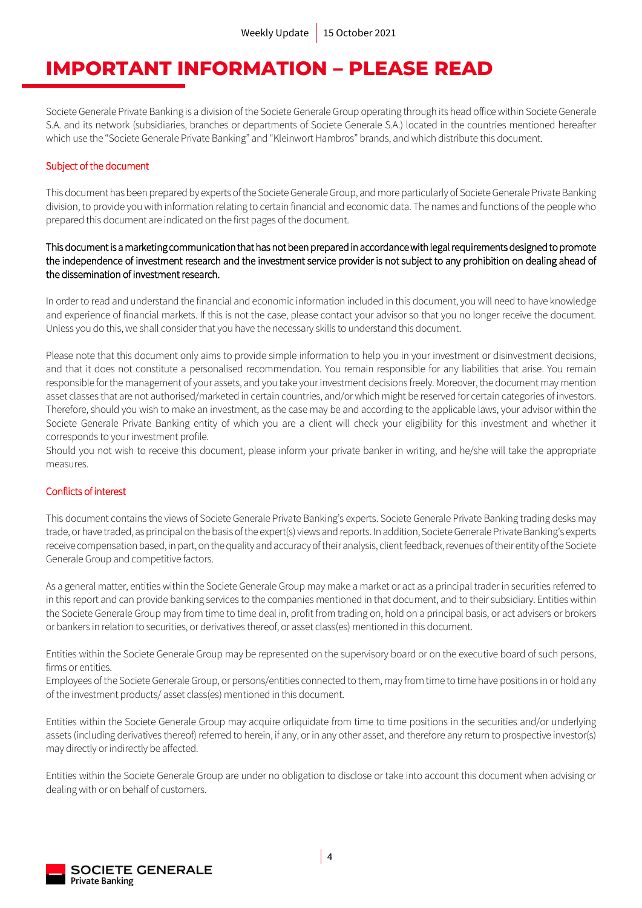# IMPORTANT INFORMATION – PLEASE READ

Societe Generale Private Banking is a division of the Societe Generale Group operating through its head office within Societe Generale S.A. and its network (subsidiaries, branches or departments of Societe Generale S.A.) located in the countries mentioned hereafter which use the "Societe Generale Private Banking" and "Kleinwort Hambros" brands, and which distribute this document.

## Subject of the document

This document has been prepared by experts of the Societe Generale Group, and more particularly of Societe Generale Private Banking division, to provide you with information relating to certain financial and economic data. The names and functions of the people who prepared this document are indicated on the first pages of the document.

This document is a marketing communication that has not been prepared in accordance with legal requirements designed to promote the independence of investment research and the investment service provider is not subject to any prohibition on dealing ahead of the dissemination of investment research.

In order to read and understand the financial and economic information included in this document, you will need to have knowledge and experience of financial markets. If this is not the case, please contact your advisor so that you no longer receive the document. Unless you do this, we shall consider that you have the necessary skills to understand this document.

Please note that this document only aims to provide simple information to help you in your investment or disinvestment decisions, and that it does not constitute a personalised recommendation. You remain responsible for any liabilities that arise. You remain responsible for the management of your assets, and you take your investment decisions freely. Moreover, the document may mention asset classes that are not authorised/marketed in certain countries, and/or which might be reserved for certain categories of investors. Therefore, should you wish to make an investment, as the case may be and according to the applicable laws, your advisor within the Societe Generale Private Banking entity of which you are a client will check your eligibility for this investment and whether it corresponds to your investment profile.
Should you not wish to receive this document, please inform your private banker in writing, and he/she will take the appropriate measures.

## Conflicts of interest

This document contains the views of Societe Generale Private Banking's experts. Societe Generale Private Banking trading desks may trade, or have traded, as principal on the basis of the expert(s) views and reports. In addition, Societe Generale Private Banking's experts receive compensation based, in part, on the quality and accuracy of their analysis, client feedback, revenues of their entity of the Societe Generale Group and competitive factors.

As a general matter, entities within the Societe Generale Group may make a market or act as a principal trader in securities referred to in this report and can provide banking services to the companies mentioned in that document, and to their subsidiary. Entities within the Societe Generale Group may from time to time deal in, profit from trading on, hold on a principal basis, or act advisers or brokers or bankers in relation to securities, or derivatives thereof, or asset class(es) mentioned in this document.

Entities within the Societe Generale Group may be represented on the supervisory board or on the executive board of such persons, firms or entities.
Employees of the Societe Generale Group, or persons/entities connected to them, may from time to time have positions in or hold any of the investment products/ asset class(es) mentioned in this document.

Entities within the Societe Generale Group may acquire orliquidate from time to time positions in the securities and/or underlying assets (including derivatives thereof) referred to herein, if any, or in any other asset, and therefore any return to prospective investor(s) may directly or indirectly be affected.

Entities within the Societe Generale Group are under no obligation to disclose or take into account this document when advising or dealing with or on behalf of customers.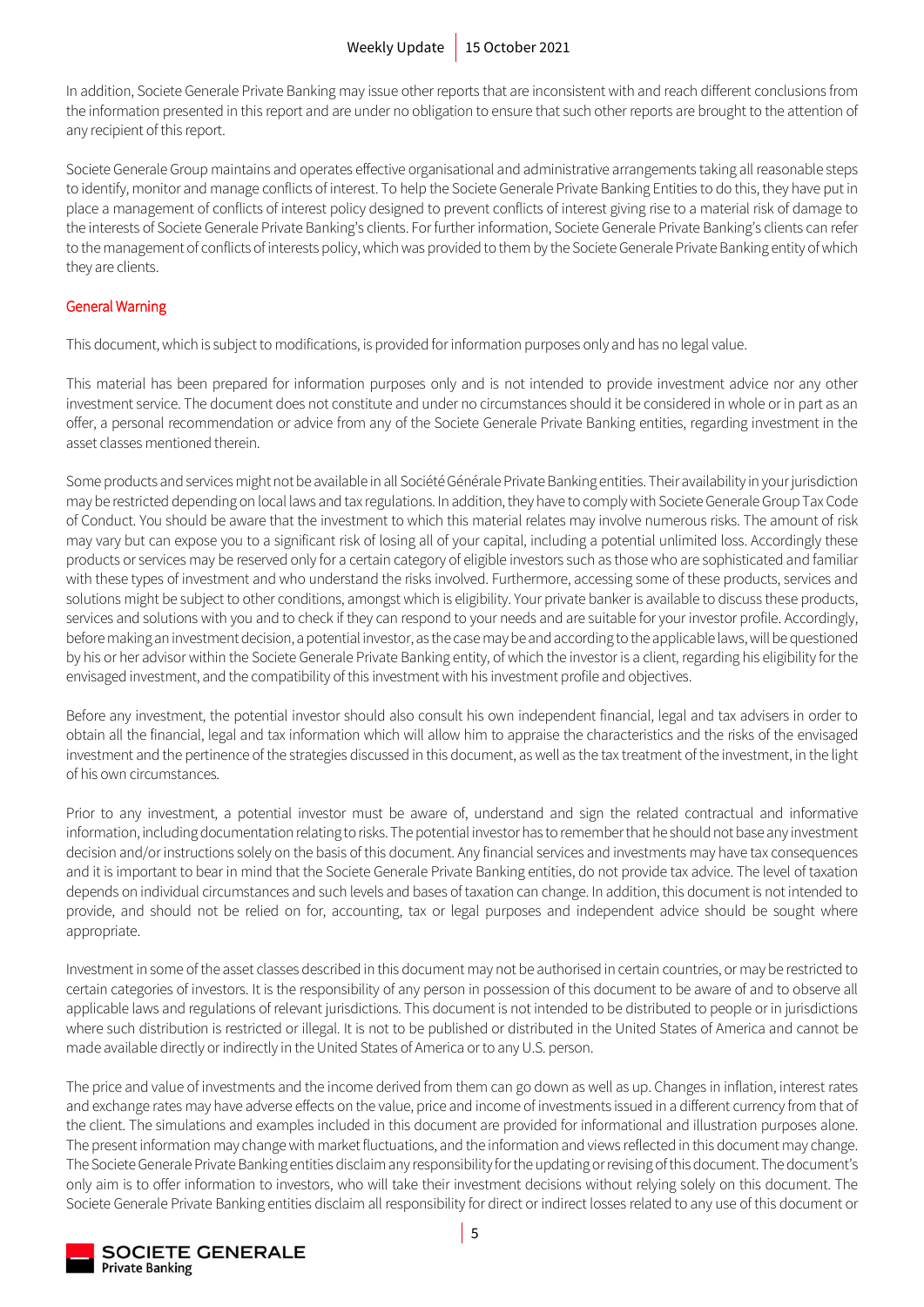In addition, Societe Generale Private Banking may issue other reports that are inconsistent with and reach different conclusions from the information presented in this report and are under no obligation to ensure that such other reports are brought to the attention of any recipient of this report.

Societe Generale Group maintains and operates effective organisational and administrative arrangements taking all reasonable steps to identify, monitor and manage conflicts of interest. To help the Societe Generale Private Banking Entities to do this, they have put in place a management of conflicts of interest policy designed to prevent conflicts of interest giving rise to a material risk of damage to the interests of Societe Generale Private Banking's clients. For further information, Societe Generale Private Banking's clients can refer to the management of conflicts of interests policy, which was provided to them by the Societe Generale Private Banking entity of which they are clients.

## General Warning

This document, which is subject to modifications, is provided for information purposes only and has no legal value.

This material has been prepared for information purposes only and is not intended to provide investment advice nor any other investment service. The document does not constitute and under no circumstances should it be considered in whole or in part as an offer, a personal recommendation or advice from any of the Societe Generale Private Banking entities, regarding investment in the asset classes mentioned therein.

Some products and services might not be available in all Société Générale Private Banking entities. Their availability in your jurisdiction may be restricted depending on local laws and tax regulations. In addition, they have to comply with Societe Generale Group Tax Code of Conduct. You should be aware that the investment to which this material relates may involve numerous risks. The amount of risk may vary but can expose you to a significant risk of losing all of your capital, including a potential unlimited loss. Accordingly these products or services may be reserved only for a certain category of eligible investors such as those who are sophisticated and familiar with these types of investment and who understand the risks involved. Furthermore, accessing some of these products, services and solutions might be subject to other conditions, amongst which is eligibility. Your private banker is available to discuss these products, services and solutions with you and to check if they can respond to your needs and are suitable for your investor profile. Accordingly, before making an investment decision, a potential investor, as the case may be and according to the applicable laws, will be questioned by his or her advisor within the Societe Generale Private Banking entity, of which the investor is a client, regarding his eligibility for the envisaged investment, and the compatibility of this investment with his investment profile and objectives.

Before any investment, the potential investor should also consult his own independent financial, legal and tax advisers in order to obtain all the financial, legal and tax information which will allow him to appraise the characteristics and the risks of the envisaged investment and the pertinence of the strategies discussed in this document, as well as the tax treatment of the investment, in the light of his own circumstances.

Prior to any investment, a potential investor must be aware of, understand and sign the related contractual and informative information, including documentation relating to risks. The potential investor has to remember that he should not base any investment decision and/or instructions solely on the basis of this document. Any financial services and investments may have tax consequences and it is important to bear in mind that the Societe Generale Private Banking entities, do not provide tax advice. The level of taxation depends on individual circumstances and such levels and bases of taxation can change. In addition, this document is not intended to provide, and should not be relied on for, accounting, tax or legal purposes and independent advice should be sought where appropriate.

Investment in some of the asset classes described in this document may not be authorised in certain countries, or may be restricted to certain categories of investors. It is the responsibility of any person in possession of this document to be aware of and to observe all applicable laws and regulations of relevant jurisdictions. This document is not intended to be distributed to people or in jurisdictions where such distribution is restricted or illegal. It is not to be published or distributed in the United States of America and cannot be made available directly or indirectly in the United States of America or to any U.S. person.

The price and value of investments and the income derived from them can go down as well as up. Changes in inflation, interest rates and exchange rates may have adverse effects on the value, price and income of investments issued in a different currency from that of the client. The simulations and examples included in this document are provided for informational and illustration purposes alone. The present information may change with market fluctuations, and the information and views reflected in this document may change. The Societe Generale Private Banking entities disclaim any responsibility for the updating or revising of this document. The document's only aim is to offer information to investors, who will take their investment decisions without relying solely on this document. The Societe Generale Private Banking entities disclaim all responsibility for direct or indirect losses related to any use of this document or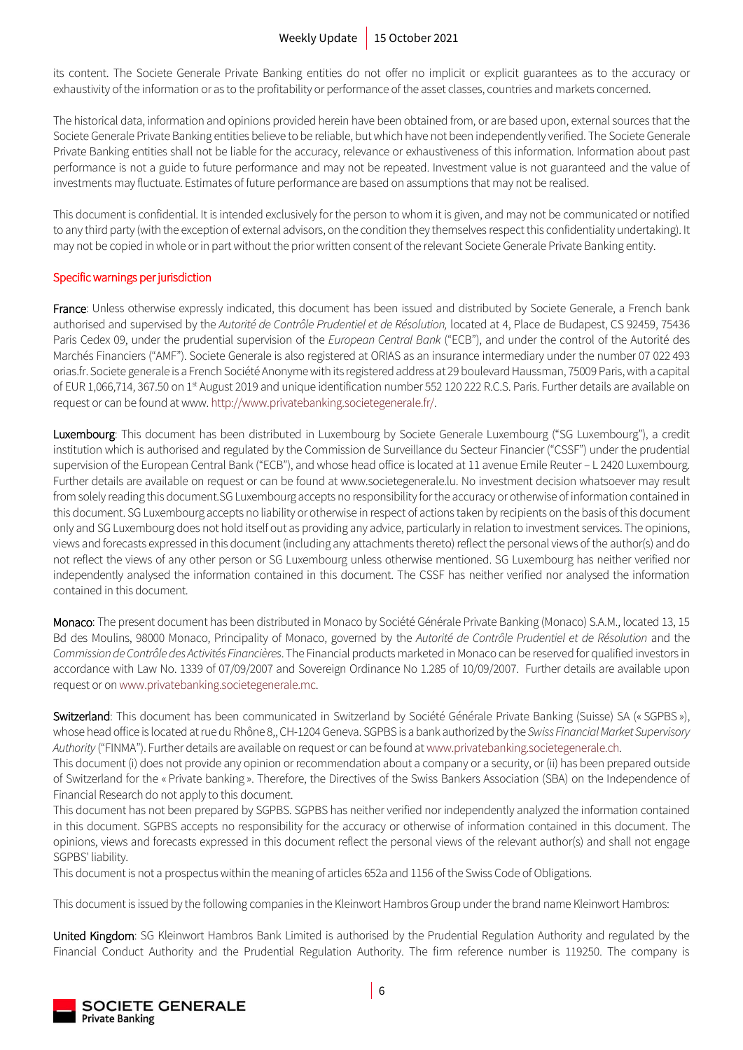its content. The Societe Generale Private Banking entities do not offer no implicit or explicit guarantees as to the accuracy or exhaustivity of the information or as to the profitability or performance of the asset classes, countries and markets concerned.

The historical data, information and opinions provided herein have been obtained from, or are based upon, external sources that the Societe Generale Private Banking entities believe to be reliable, but which have not been independently verified. The Societe Generale Private Banking entities shall not be liable for the accuracy, relevance or exhaustiveness of this information. Information about past performance is not a guide to future performance and may not be repeated. Investment value is not guaranteed and the value of investments may fluctuate. Estimates of future performance are based on assumptions that may not be realised.

This document is confidential. It is intended exclusively for the person to whom it is given, and may not be communicated or notified to any third party (with the exception of external advisors, on the condition they themselves respect this confidentiality undertaking). It may not be copied in whole or in part without the prior written consent of the relevant Societe Generale Private Banking entity.

## Specific warnings per jurisdiction

**France**: Unless otherwise expressly indicated, this document has been issued and distributed by Societe Generale, a French bank authorised and supervised by the *Autorité de Contrôle Prudentiel et de Résolution,* located at 4, Place de Budapest, CS 92459, 75436 Paris Cedex 09, under the prudential supervision of the *European Central Bank* ("ECB"), and under the control of the Autorité des Marchés Financiers ("AMF"). Societe Generale is also registered at ORIAS as an insurance intermediary under the number 07 022 493 orias.fr. Societe generale is a French Société Anonyme with its registered address at 29 boulevard Haussman, 75009 Paris, with a capital of EUR 1,066,714, 367.50 on 1st August 2019 and unique identification number 552 120 222 R.C.S. Paris. Further details are available on request or can be found at www. http://www.privatebanking.societegenerale.fr/.

**Luxembourg**: This document has been distributed in Luxembourg by Societe Generale Luxembourg ("SG Luxembourg"), a credit institution which is authorised and regulated by the Commission de Surveillance du Secteur Financier ("CSSF") under the prudential supervision of the European Central Bank ("ECB"), and whose head office is located at 11 avenue Emile Reuter – L 2420 Luxembourg. Further details are available on request or can be found at www.societegenerale.lu. No investment decision whatsoever may result from solely reading this document.SG Luxembourg accepts no responsibility for the accuracy or otherwise of information contained in this document. SG Luxembourg accepts no liability or otherwise in respect of actions taken by recipients on the basis of this document only and SG Luxembourg does not hold itself out as providing any advice, particularly in relation to investment services. The opinions, views and forecasts expressed in this document (including any attachments thereto) reflect the personal views of the author(s) and do not reflect the views of any other person or SG Luxembourg unless otherwise mentioned. SG Luxembourg has neither verified nor independently analysed the information contained in this document. The CSSF has neither verified nor analysed the information contained in this document.

**Monaco**: The present document has been distributed in Monaco by Société Générale Private Banking (Monaco) S.A.M., located 13, 15 Bd des Moulins, 98000 Monaco, Principality of Monaco, governed by the *Autorité de Contrôle Prudentiel et de Résolution* and the *Commission de Contrôle des Activités Financières*. The Financial products marketed in Monaco can be reserved for qualified investors in accordance with Law No. 1339 of 07/09/2007 and Sovereign Ordinance No 1.285 of 10/09/2007. Further details are available upon request or on www.privatebanking.societegenerale.mc.

**Switzerland**: This document has been communicated in Switzerland by Société Générale Private Banking (Suisse) SA (« SGPBS »), whose head office is located at rue du Rhône 8,, CH-1204 Geneva. SGPBS is a bank authorized by the *Swiss Financial Market Supervisory Authority* ("FINMA"). Further details are available on request or can be found at www.privatebanking.societegenerale.ch.
This document (i) does not provide any opinion or recommendation about a company or a security, or (ii) has been prepared outside of Switzerland for the « Private banking ». Therefore, the Directives of the Swiss Bankers Association (SBA) on the Independence of Financial Research do not apply to this document.
This document has not been prepared by SGPBS. SGPBS has neither verified nor independently analyzed the information contained in this document. SGPBS accepts no responsibility for the accuracy or otherwise of information contained in this document. The opinions, views and forecasts expressed in this document reflect the personal views of the relevant author(s) and shall not engage SGPBS' liability.
This document is not a prospectus within the meaning of articles 652a and 1156 of the Swiss Code of Obligations.

This document is issued by the following companies in the Kleinwort Hambros Group under the brand name Kleinwort Hambros:

**United Kingdom**: SG Kleinwort Hambros Bank Limited is authorised by the Prudential Regulation Authority and regulated by the Financial Conduct Authority and the Prudential Regulation Authority. The firm reference number is 119250. The company is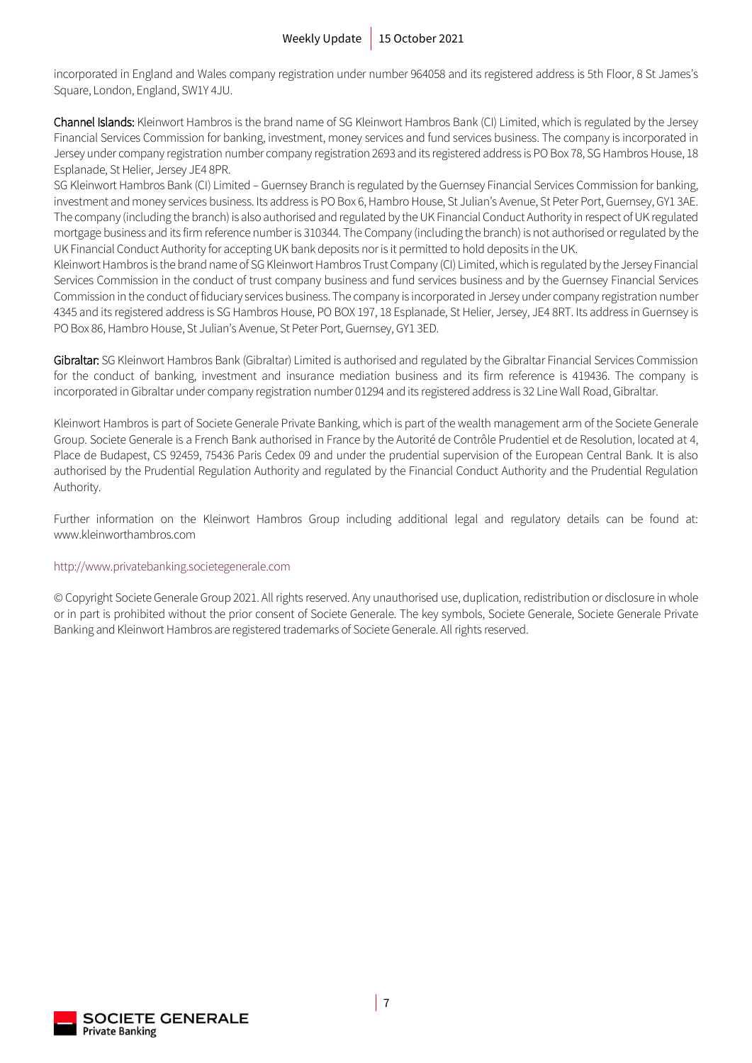incorporated in England and Wales company registration under number 964058 and its registered address is 5th Floor, 8 St James's Square, London, England, SW1Y 4JU.

**Channel Islands:** Kleinwort Hambros is the brand name of SG Kleinwort Hambros Bank (CI) Limited, which is regulated by the Jersey Financial Services Commission for banking, investment, money services and fund services business. The company is incorporated in Jersey under company registration number company registration 2693 and its registered address is PO Box 78, SG Hambros House, 18 Esplanade, St Helier, Jersey JE4 8PR.

SG Kleinwort Hambros Bank (CI) Limited – Guernsey Branch is regulated by the Guernsey Financial Services Commission for banking, investment and money services business. Its address is PO Box 6, Hambro House, St Julian's Avenue, St Peter Port, Guernsey, GY1 3AE. The company (including the branch) is also authorised and regulated by the UK Financial Conduct Authority in respect of UK regulated mortgage business and its firm reference number is 310344. The Company (including the branch) is not authorised or regulated by the UK Financial Conduct Authority for accepting UK bank deposits nor is it permitted to hold deposits in the UK.

Kleinwort Hambros is the brand name of SG Kleinwort Hambros Trust Company (CI) Limited, which is regulated by the Jersey Financial Services Commission in the conduct of trust company business and fund services business and by the Guernsey Financial Services Commission in the conduct of fiduciary services business. The company is incorporated in Jersey under company registration number 4345 and its registered address is SG Hambros House, PO BOX 197, 18 Esplanade, St Helier, Jersey, JE4 8RT. Its address in Guernsey is PO Box 86, Hambro House, St Julian's Avenue, St Peter Port, Guernsey, GY1 3ED.

**Gibraltar:** SG Kleinwort Hambros Bank (Gibraltar) Limited is authorised and regulated by the Gibraltar Financial Services Commission for the conduct of banking, investment and insurance mediation business and its firm reference is 419436. The company is incorporated in Gibraltar under company registration number 01294 and its registered address is 32 Line Wall Road, Gibraltar.

Kleinwort Hambros is part of Societe Generale Private Banking, which is part of the wealth management arm of the Societe Generale Group. Societe Generale is a French Bank authorised in France by the Autorité de Contrôle Prudentiel et de Resolution, located at 4, Place de Budapest, CS 92459, 75436 Paris Cedex 09 and under the prudential supervision of the European Central Bank. It is also authorised by the Prudential Regulation Authority and regulated by the Financial Conduct Authority and the Prudential Regulation Authority.

Further information on the Kleinwort Hambros Group including additional legal and regulatory details can be found at: www.kleinworthambros.com

http://www.privatebanking.societegenerale.com

© Copyright Societe Generale Group 2021. All rights reserved. Any unauthorised use, duplication, redistribution or disclosure in whole or in part is prohibited without the prior consent of Societe Generale. The key symbols, Societe Generale, Societe Generale Private Banking and Kleinwort Hambros are registered trademarks of Societe Generale. All rights reserved.